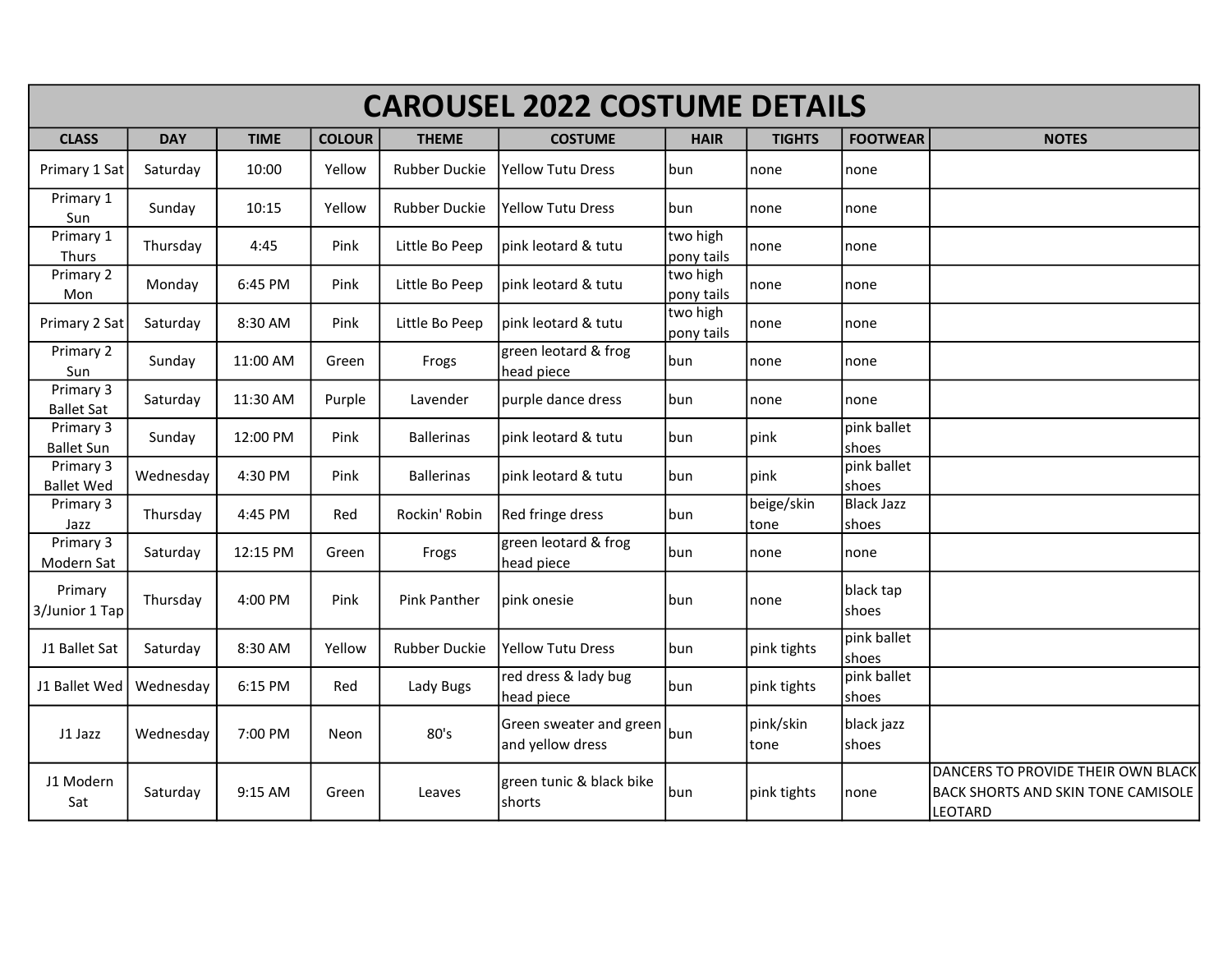# CAROUSEL 2022 COSTUME DETAILS

| CLASS | DAY | TIME | COLOUR | THEME | COSTUME | HAIR | TIGHTS | FOOTWEAR | NOTES |
|---|---|---|---|---|---|---|---|---|---|
| Primary 1 Sat | Saturday | 10:00 | Yellow | Rubber Duckie | Yellow Tutu Dress | bun | none | none | |
| Primary 1 Sun | Sunday | 10:15 | Yellow | Rubber Duckie | Yellow Tutu Dress | bun | none | none | |
| Primary 1 Thurs | Thursday | 4:45 | Pink | Little Bo Peep | pink leotard & tutu | two high pony tails | none | none | |
| Primary 2 Mon | Monday | 6:45 PM | Pink | Little Bo Peep | pink leotard & tutu | two high pony tails | none | none | |
| Primary 2 Sat | Saturday | 8:30 AM | Pink | Little Bo Peep | pink leotard & tutu | two high pony tails | none | none | |
| Primary 2 Sun | Sunday | 11:00 AM | Green | Frogs | green leotard & frog head piece | bun | none | none | |
| Primary 3 Ballet Sat | Saturday | 11:30 AM | Purple | Lavender | purple dance dress | bun | none | none | |
| Primary 3 Ballet Sun | Sunday | 12:00 PM | Pink | Ballerinas | pink leotard & tutu | bun | pink | pink ballet shoes | |
| Primary 3 Ballet Wed | Wednesday | 4:30 PM | Pink | Ballerinas | pink leotard & tutu | bun | pink | pink ballet shoes | |
| Primary 3 Jazz | Thursday | 4:45 PM | Red | Rockin' Robin | Red fringe dress | bun | beige/skin tone | Black Jazz shoes | |
| Primary 3 Modern Sat | Saturday | 12:15 PM | Green | Frogs | green leotard & frog head piece | bun | none | none | |
| Primary 3/Junior 1 Tap | Thursday | 4:00 PM | Pink | Pink Panther | pink onesie | bun | none | black tap shoes | |
| J1 Ballet Sat | Saturday | 8:30 AM | Yellow | Rubber Duckie | Yellow Tutu Dress | bun | pink tights | pink ballet shoes | |
| J1 Ballet Wed | Wednesday | 6:15 PM | Red | Lady Bugs | red dress & lady bug head piece | bun | pink tights | pink ballet shoes | |
| J1 Jazz | Wednesday | 7:00 PM | Neon | 80's | Green sweater and green and yellow dress | bun | pink/skin tone | black jazz shoes | |
| J1 Modern Sat | Saturday | 9:15 AM | Green | Leaves | green tunic & black bike shorts | bun | pink tights | none | DANCERS TO PROVIDE THEIR OWN BLACK BACK SHORTS AND SKIN TONE CAMISOLE LEOTARD |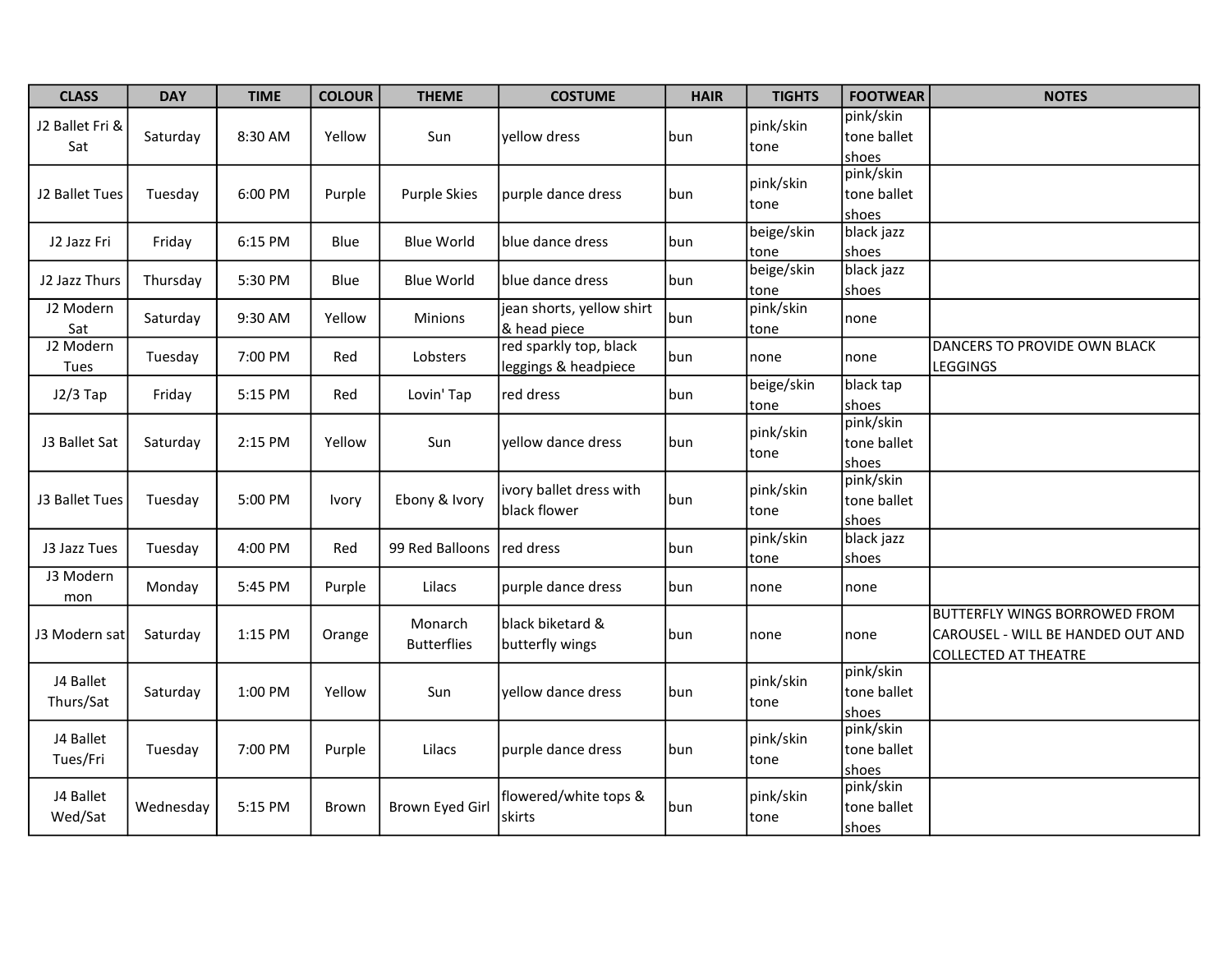| CLASS | DAY | TIME | COLOUR | THEME | COSTUME | HAIR | TIGHTS | FOOTWEAR | NOTES |
|---|---|---|---|---|---|---|---|---|---|
| J2 Ballet Fri & Sat | Saturday | 8:30 AM | Yellow | Sun | yellow dress | bun | pink/skin tone | pink/skin tone ballet shoes | |
| J2 Ballet Tues | Tuesday | 6:00 PM | Purple | Purple Skies | purple dance dress | bun | pink/skin tone | pink/skin tone ballet shoes | |
| J2 Jazz Fri | Friday | 6:15 PM | Blue | Blue World | blue dance dress | bun | beige/skin tone | black jazz shoes | |
| J2 Jazz Thurs | Thursday | 5:30 PM | Blue | Blue World | blue dance dress | bun | beige/skin tone | black jazz shoes | |
| J2 Modern Sat | Saturday | 9:30 AM | Yellow | Minions | jean shorts, yellow shirt & head piece | bun | pink/skin tone | none | |
| J2 Modern Tues | Tuesday | 7:00 PM | Red | Lobsters | red sparkly top, black leggings & headpiece | bun | none | none | DANCERS TO PROVIDE OWN BLACK LEGGINGS |
| J2/3 Tap | Friday | 5:15 PM | Red | Lovin' Tap | red dress | bun | beige/skin tone | black tap shoes | |
| J3 Ballet Sat | Saturday | 2:15 PM | Yellow | Sun | yellow dance dress | bun | pink/skin tone | pink/skin tone ballet shoes | |
| J3 Ballet Tues | Tuesday | 5:00 PM | Ivory | Ebony & Ivory | ivory ballet dress with black flower | bun | pink/skin tone | pink/skin tone ballet shoes | |
| J3 Jazz Tues | Tuesday | 4:00 PM | Red | 99 Red Balloons | red dress | bun | pink/skin tone | black jazz shoes | |
| J3 Modern mon | Monday | 5:45 PM | Purple | Lilacs | purple dance dress | bun | none | none | |
| J3 Modern sat | Saturday | 1:15 PM | Orange | Monarch Butterflies | black biketard & butterfly wings | bun | none | none | BUTTERFLY WINGS BORROWED FROM CAROUSEL - WILL BE HANDED OUT AND COLLECTED AT THEATRE |
| J4 Ballet Thurs/Sat | Saturday | 1:00 PM | Yellow | Sun | yellow dance dress | bun | pink/skin tone | pink/skin tone ballet shoes | |
| J4 Ballet Tues/Fri | Tuesday | 7:00 PM | Purple | Lilacs | purple dance dress | bun | pink/skin tone | pink/skin tone ballet shoes | |
| J4 Ballet Wed/Sat | Wednesday | 5:15 PM | Brown | Brown Eyed Girl | flowered/white tops & skirts | bun | pink/skin tone | pink/skin tone ballet shoes | |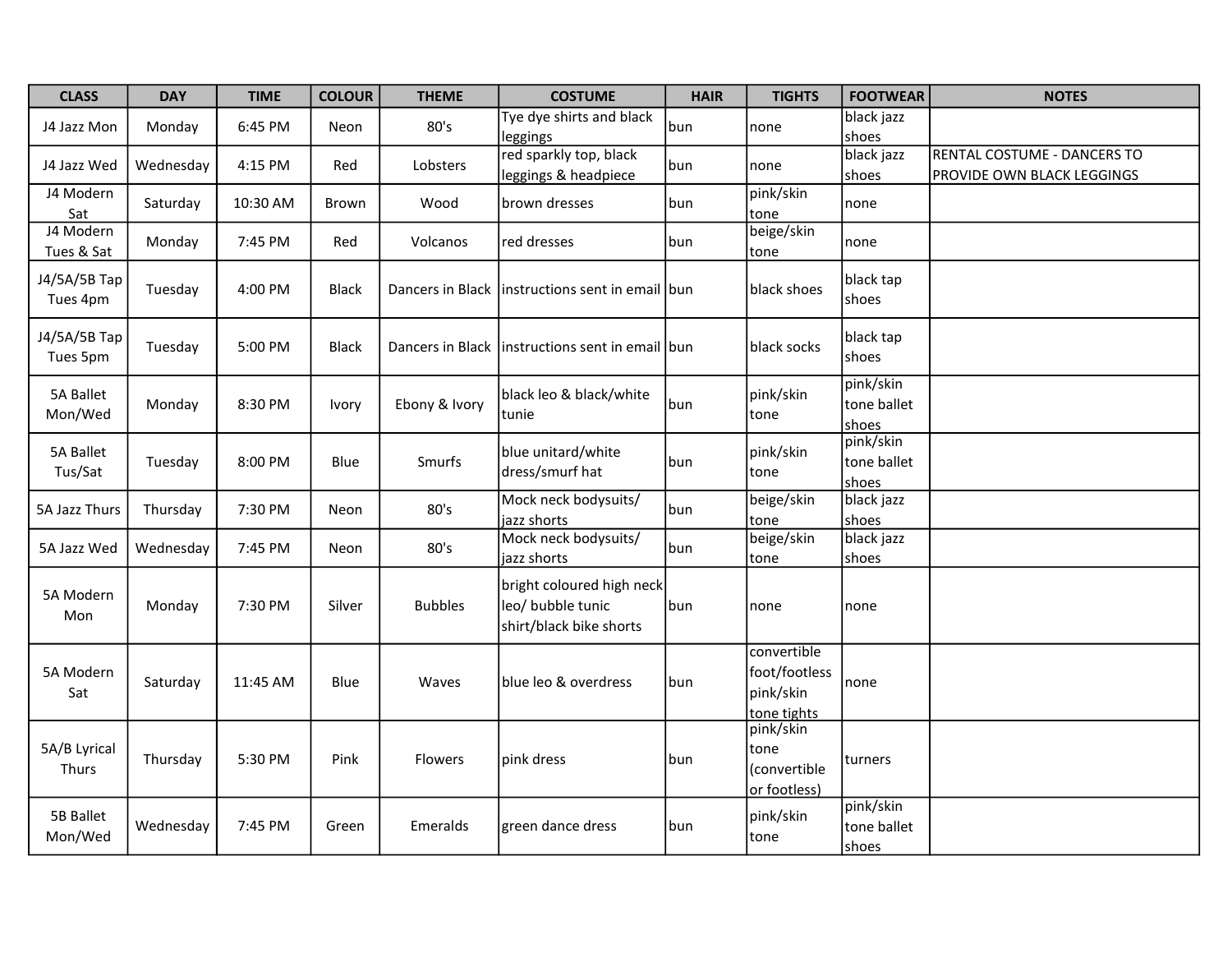| CLASS | DAY | TIME | COLOUR | THEME | COSTUME | HAIR | TIGHTS | FOOTWEAR | NOTES |
|---|---|---|---|---|---|---|---|---|---|
| J4 Jazz Mon | Monday | 6:45 PM | Neon | 80's | Tye dye shirts and black leggings | bun | none | black jazz shoes | |
| J4 Jazz Wed | Wednesday | 4:15 PM | Red | Lobsters | red sparkly top, black leggings & headpiece | bun | none | black jazz shoes | RENTAL COSTUME - DANCERS TO PROVIDE OWN BLACK LEGGINGS |
| J4 Modern Sat | Saturday | 10:30 AM | Brown | Wood | brown dresses | bun | pink/skin tone | none | |
| J4 Modern Tues & Sat | Monday | 7:45 PM | Red | Volcanos | red dresses | bun | beige/skin tone | none | |
| J4/5A/5B Tap Tues 4pm | Tuesday | 4:00 PM | Black | Dancers in Black | instructions sent in email | bun | black shoes | black tap shoes | |
| J4/5A/5B Tap Tues 5pm | Tuesday | 5:00 PM | Black | Dancers in Black | instructions sent in email | bun | black socks | black tap shoes | |
| 5A Ballet Mon/Wed | Monday | 8:30 PM | Ivory | Ebony & Ivory | black leo & black/white tunie | bun | pink/skin tone | pink/skin tone ballet shoes | |
| 5A Ballet Tus/Sat | Tuesday | 8:00 PM | Blue | Smurfs | blue unitard/white dress/smurf hat | bun | pink/skin tone | pink/skin tone ballet shoes | |
| 5A Jazz Thurs | Thursday | 7:30 PM | Neon | 80's | Mock neck bodysuits/ jazz shorts | bun | beige/skin tone | black jazz shoes | |
| 5A Jazz Wed | Wednesday | 7:45 PM | Neon | 80's | Mock neck bodysuits/ jazz shorts | bun | beige/skin tone | black jazz shoes | |
| 5A Modern Mon | Monday | 7:30 PM | Silver | Bubbles | bright coloured high neck leo/ bubble tunic shirt/black bike shorts | bun | none | none | |
| 5A Modern Sat | Saturday | 11:45 AM | Blue | Waves | blue leo & overdress | bun | convertible foot/footless pink/skin tone tights | none | |
| 5A/B Lyrical Thurs | Thursday | 5:30 PM | Pink | Flowers | pink dress | bun | pink/skin tone (convertible or footless) | turners | |
| 5B Ballet Mon/Wed | Wednesday | 7:45 PM | Green | Emeralds | green dance dress | bun | pink/skin tone | pink/skin tone ballet shoes | |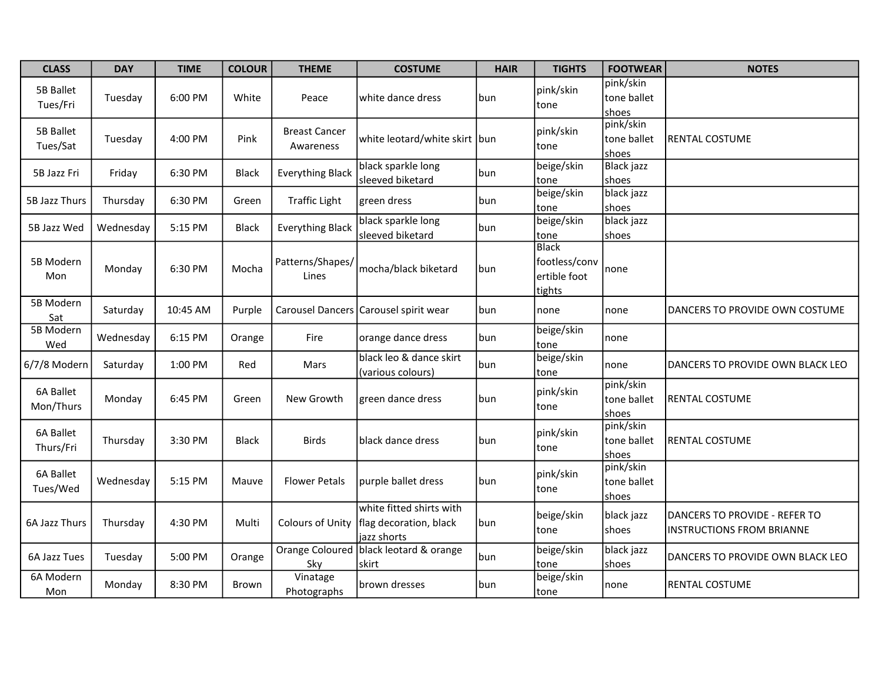| CLASS | DAY | TIME | COLOUR | THEME | COSTUME | HAIR | TIGHTS | FOOTWEAR | NOTES |
|---|---|---|---|---|---|---|---|---|---|
| 5B Ballet Tues/Fri | Tuesday | 6:00 PM | White | Peace | white dance dress | bun | pink/skin tone | pink/skin tone ballet shoes | |
| 5B Ballet Tues/Sat | Tuesday | 4:00 PM | Pink | Breast Cancer Awareness | white leotard/white skirt | bun | pink/skin tone | pink/skin tone ballet shoes | RENTAL COSTUME |
| 5B Jazz Fri | Friday | 6:30 PM | Black | Everything Black | black sparkle long sleeved biketard | bun | beige/skin tone | Black jazz shoes | |
| 5B Jazz Thurs | Thursday | 6:30 PM | Green | Traffic Light | green dress | bun | beige/skin tone | black jazz shoes | |
| 5B Jazz Wed | Wednesday | 5:15 PM | Black | Everything Black | black sparkle long sleeved biketard | bun | beige/skin tone | black jazz shoes | |
| 5B Modern Mon | Monday | 6:30 PM | Mocha | Patterns/Shapes/Lines | mocha/black biketard | bun | Black footless/convertible foot tights | none | |
| 5B Modern Sat | Saturday | 10:45 AM | Purple | Carousel Dancers | Carousel spirit wear | bun | none | none | DANCERS TO PROVIDE OWN COSTUME |
| 5B Modern Wed | Wednesday | 6:15 PM | Orange | Fire | orange dance dress | bun | beige/skin tone | none | |
| 6/7/8 Modern | Saturday | 1:00 PM | Red | Mars | black leo & dance skirt (various colours) | bun | beige/skin tone | none | DANCERS TO PROVIDE OWN BLACK LEO |
| 6A Ballet Mon/Thurs | Monday | 6:45 PM | Green | New Growth | green dance dress | bun | pink/skin tone | pink/skin tone ballet shoes | RENTAL COSTUME |
| 6A Ballet Thurs/Fri | Thursday | 3:30 PM | Black | Birds | black dance dress | bun | pink/skin tone | pink/skin tone ballet shoes | RENTAL COSTUME |
| 6A Ballet Tues/Wed | Wednesday | 5:15 PM | Mauve | Flower Petals | purple ballet dress | bun | pink/skin tone | pink/skin tone ballet shoes | |
| 6A Jazz Thurs | Thursday | 4:30 PM | Multi | Colours of Unity | white fitted shirts with flag decoration, black jazz shorts | bun | beige/skin tone | black jazz shoes | DANCERS TO PROVIDE - REFER TO INSTRUCTIONS FROM BRIANNE |
| 6A Jazz Tues | Tuesday | 5:00 PM | Orange | Orange Coloured Sky | black leotard & orange skirt | bun | beige/skin tone | black jazz shoes | DANCERS TO PROVIDE OWN BLACK LEO |
| 6A Modern Mon | Monday | 8:30 PM | Brown | Vinatage Photographs | brown dresses | bun | beige/skin tone | none | RENTAL COSTUME |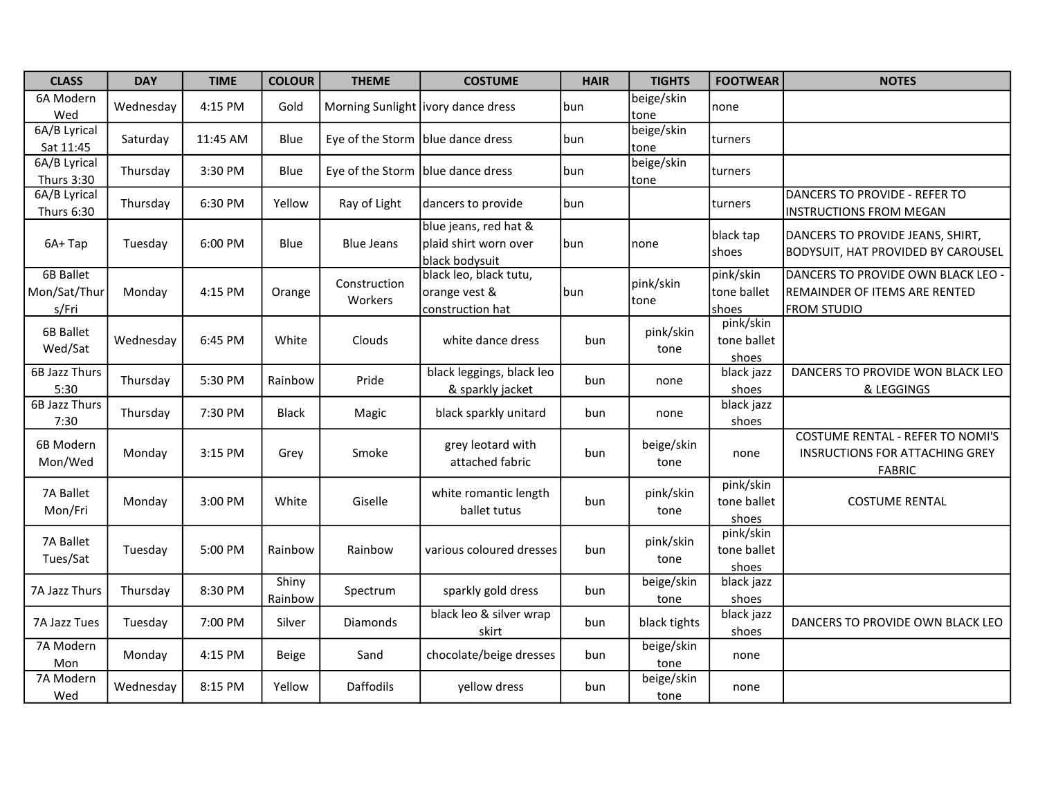| CLASS | DAY | TIME | COLOUR | THEME | COSTUME | HAIR | TIGHTS | FOOTWEAR | NOTES |
|---|---|---|---|---|---|---|---|---|---|
| 6A Modern Wed | Wednesday | 4:15 PM | Gold | Morning Sunlight | ivory dance dress | bun | beige/skin tone | none | |
| 6A/B Lyrical Sat 11:45 | Saturday | 11:45 AM | Blue | Eye of the Storm | blue dance dress | bun | beige/skin tone | turners | |
| 6A/B Lyrical Thurs 3:30 | Thursday | 3:30 PM | Blue | Eye of the Storm | blue dance dress | bun | beige/skin tone | turners | |
| 6A/B Lyrical Thurs 6:30 | Thursday | 6:30 PM | Yellow | Ray of Light | dancers to provide | bun | | turners | DANCERS TO PROVIDE - REFER TO INSTRUCTIONS FROM MEGAN |
| 6A+ Tap | Tuesday | 6:00 PM | Blue | Blue Jeans | blue jeans, red hat & plaid shirt worn over black bodysuit | bun | none | black tap shoes | DANCERS TO PROVIDE JEANS, SHIRT, BODYSUIT, HAT PROVIDED BY CAROUSEL |
| 6B Ballet Mon/Sat/Thurs/Fri | Monday | 4:15 PM | Orange | Construction Workers | black leo, black tutu, orange vest & construction hat | bun | pink/skin tone | pink/skin tone ballet shoes | DANCERS TO PROVIDE OWN BLACK LEO - REMAINDER OF ITEMS ARE RENTED FROM STUDIO |
| 6B Ballet Wed/Sat | Wednesday | 6:45 PM | White | Clouds | white dance dress | bun | pink/skin tone | pink/skin tone ballet shoes | |
| 6B Jazz Thurs 5:30 | Thursday | 5:30 PM | Rainbow | Pride | black leggings, black leo & sparkly jacket | bun | none | black jazz shoes | DANCERS TO PROVIDE WON BLACK LEO & LEGGINGS |
| 6B Jazz Thurs 7:30 | Thursday | 7:30 PM | Black | Magic | black sparkly unitard | bun | none | black jazz shoes | |
| 6B Modern Mon/Wed | Monday | 3:15 PM | Grey | Smoke | grey leotard with attached fabric | bun | beige/skin tone | none | COSTUME RENTAL - REFER TO NOMI'S INSRUCTIONS FOR ATTACHING GREY FABRIC |
| 7A Ballet Mon/Fri | Monday | 3:00 PM | White | Giselle | white romantic length ballet tutus | bun | pink/skin tone | pink/skin tone ballet shoes | COSTUME RENTAL |
| 7A Ballet Tues/Sat | Tuesday | 5:00 PM | Rainbow | Rainbow | various coloured dresses | bun | pink/skin tone | pink/skin tone ballet shoes | |
| 7A Jazz Thurs | Thursday | 8:30 PM | Shiny Rainbow | Spectrum | sparkly gold dress | bun | beige/skin tone | black jazz shoes | |
| 7A Jazz Tues | Tuesday | 7:00 PM | Silver | Diamonds | black leo & silver wrap skirt | bun | black tights | black jazz shoes | DANCERS TO PROVIDE OWN BLACK LEO |
| 7A Modern Mon | Monday | 4:15 PM | Beige | Sand | chocolate/beige dresses | bun | beige/skin tone | none | |
| 7A Modern Wed | Wednesday | 8:15 PM | Yellow | Daffodils | yellow dress | bun | beige/skin tone | none | |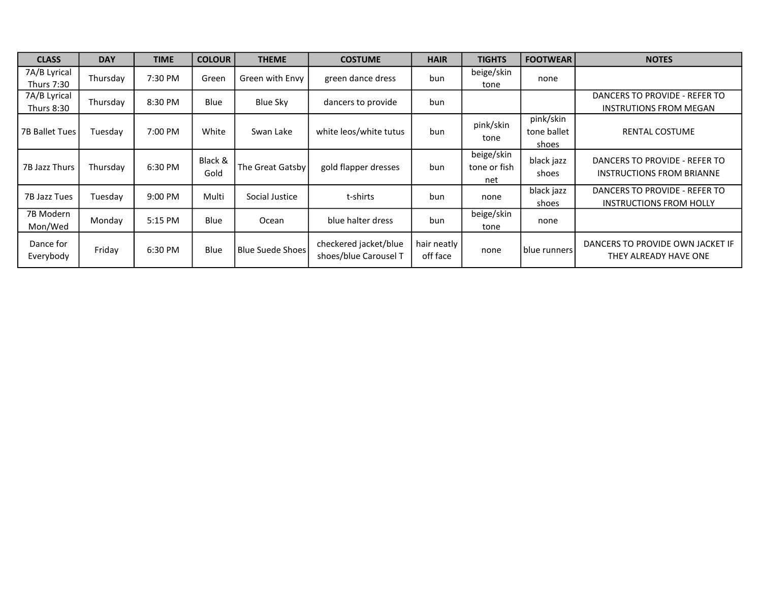| CLASS | DAY | TIME | COLOUR | THEME | COSTUME | HAIR | TIGHTS | FOOTWEAR | NOTES |
|---|---|---|---|---|---|---|---|---|---|
| 7A/B Lyrical Thurs 7:30 | Thursday | 7:30 PM | Green | Green with Envy | green dance dress | bun | beige/skin tone | none | |
| 7A/B Lyrical Thurs 8:30 | Thursday | 8:30 PM | Blue | Blue Sky | dancers to provide | bun | | | DANCERS TO PROVIDE - REFER TO INSTRUTIONS FROM MEGAN |
| 7B Ballet Tues | Tuesday | 7:00 PM | White | Swan Lake | white leos/white tutus | bun | pink/skin tone | pink/skin tone ballet shoes | RENTAL COSTUME |
| 7B Jazz Thurs | Thursday | 6:30 PM | Black & Gold | The Great Gatsby | gold flapper dresses | bun | beige/skin tone or fish net | black jazz shoes | DANCERS TO PROVIDE - REFER TO INSTRUCTIONS FROM BRIANNE |
| 7B Jazz Tues | Tuesday | 9:00 PM | Multi | Social Justice | t-shirts | bun | none | black jazz shoes | DANCERS TO PROVIDE - REFER TO INSTRUCTIONS FROM HOLLY |
| 7B Modern Mon/Wed | Monday | 5:15 PM | Blue | Ocean | blue halter dress | bun | beige/skin tone | none | |
| Dance for Everybody | Friday | 6:30 PM | Blue | Blue Suede Shoes | checkered jacket/blue shoes/blue Carousel T | hair neatly off face | none | blue runners | DANCERS TO PROVIDE OWN JACKET IF THEY ALREADY HAVE ONE |